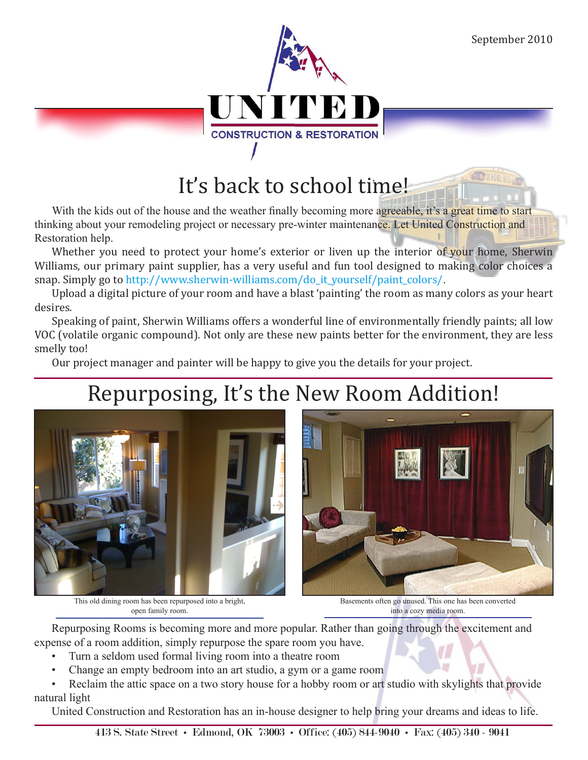September 2010

# UNITED
CONSTRUCTION & RESTORATION

## It's back to school time!

With the kids out of the house and the weather finally becoming more agreeable, it's a great time to start thinking about your remodeling project or necessary pre-winter maintenance. Let United Construction and Restoration help.

Whether you need to protect your home's exterior or liven up the interior of your home, Sherwin Williams, our primary paint supplier, has a very useful and fun tool designed to making color choices a snap. Simply go to http://www.sherwin-williams.com/do_it_yourself/paint_colors/.

Upload a digital picture of your room and have a blast 'painting' the room as many colors as your heart desires.

Speaking of paint, Sherwin Williams offers a wonderful line of environmentally friendly paints; all low VOC (volatile organic compound). Not only are these new paints better for the environment, they are less smelly too!

Our project manager and painter will be happy to give you the details for your project.

## Repurposing, It's the New Room Addition!

This old dining room has been repurposed into a bright, open family room.

Basements often go unused. This one has been converted into a cozy media room.

Repurposing Rooms is becoming more and more popular. Rather than going through the excitement and expense of a room addition, simply repurpose the spare room you have.

- Turn a seldom used formal living room into a theatre room
- Change an empty bedroom into an art studio, a gym or a game room
- Reclaim the attic space on a two story house for a hobby room or art studio with skylights that provide natural light

United Construction and Restoration has an in-house designer to help bring your dreams and ideas to life.

413 S. State Street • Edmond, OK 73003 • Office: (405) 844-9040 • Fax: (405) 340 - 9041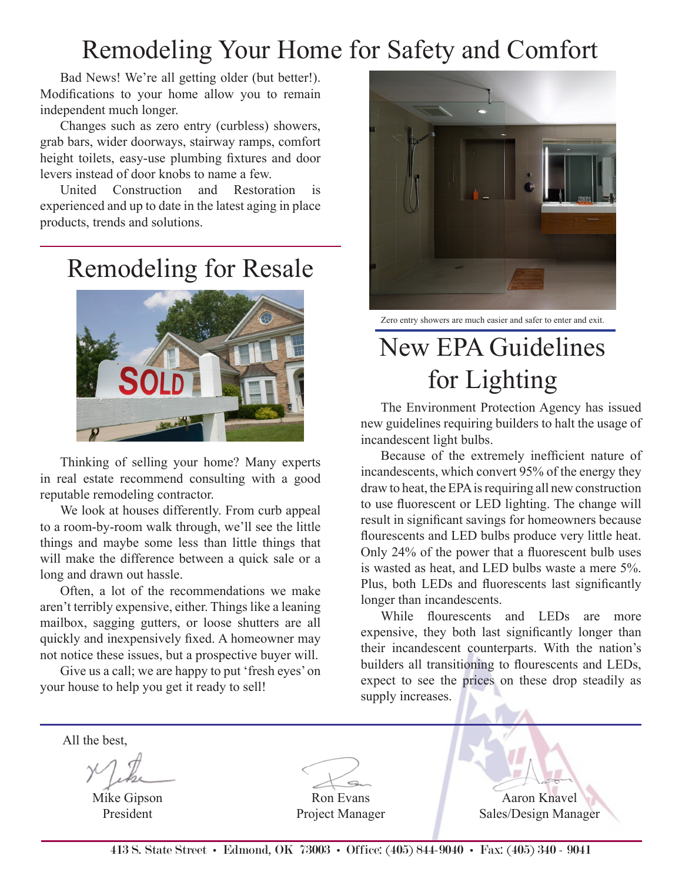# Remodeling Your Home for Safety and Comfort

Bad News! We're all getting older (but better!). Modifications to your home allow you to remain independent much longer.

Changes such as zero entry (curbless) showers, grab bars, wider doorways, stairway ramps, comfort height toilets, easy-use plumbing fixtures and door levers instead of door knobs to name a few.

United Construction and Restoration is experienced and up to date in the latest aging in place products, trends and solutions.

Zero entry showers are much easier and safer to enter and exit.

## Remodeling for Resale

Thinking of selling your home? Many experts in real estate recommend consulting with a good reputable remodeling contractor.

We look at houses differently. From curb appeal to a room-by-room walk through, we'll see the little things and maybe some less than little things that will make the difference between a quick sale or a long and drawn out hassle.

Often, a lot of the recommendations we make aren't terribly expensive, either. Things like a leaning mailbox, sagging gutters, or loose shutters are all quickly and inexpensively fixed. A homeowner may not notice these issues, but a prospective buyer will.

Give us a call; we are happy to put 'fresh eyes' on your house to help you get it ready to sell!

## New EPA Guidelines for Lighting

The Environment Protection Agency has issued new guidelines requiring builders to halt the usage of incandescent light bulbs.

Because of the extremely inefficient nature of incandescents, which convert 95% of the energy they draw to heat, the EPA is requiring all new construction to use fluorescent or LED lighting. The change will result in significant savings for homeowners because flourescents and LED bulbs produce very little heat. Only 24% of the power that a fluorescent bulb uses is wasted as heat, and LED bulbs waste a mere 5%. Plus, both LEDs and fluorescents last significantly longer than incandescents.

While flourescents and LEDs are more expensive, they both last significantly longer than their incandescent counterparts. With the nation's builders all transitioning to flourescents and LEDs, expect to see the prices on these drop steadily as supply increases.

All the best,

Mike Gipson
President

Ron Evans
Project Manager

Aaron Knavel
Sales/Design Manager

413 S. State Street • Edmond, OK 73003 • Office: (405) 844-9040 • Fax: (405) 340 - 9041